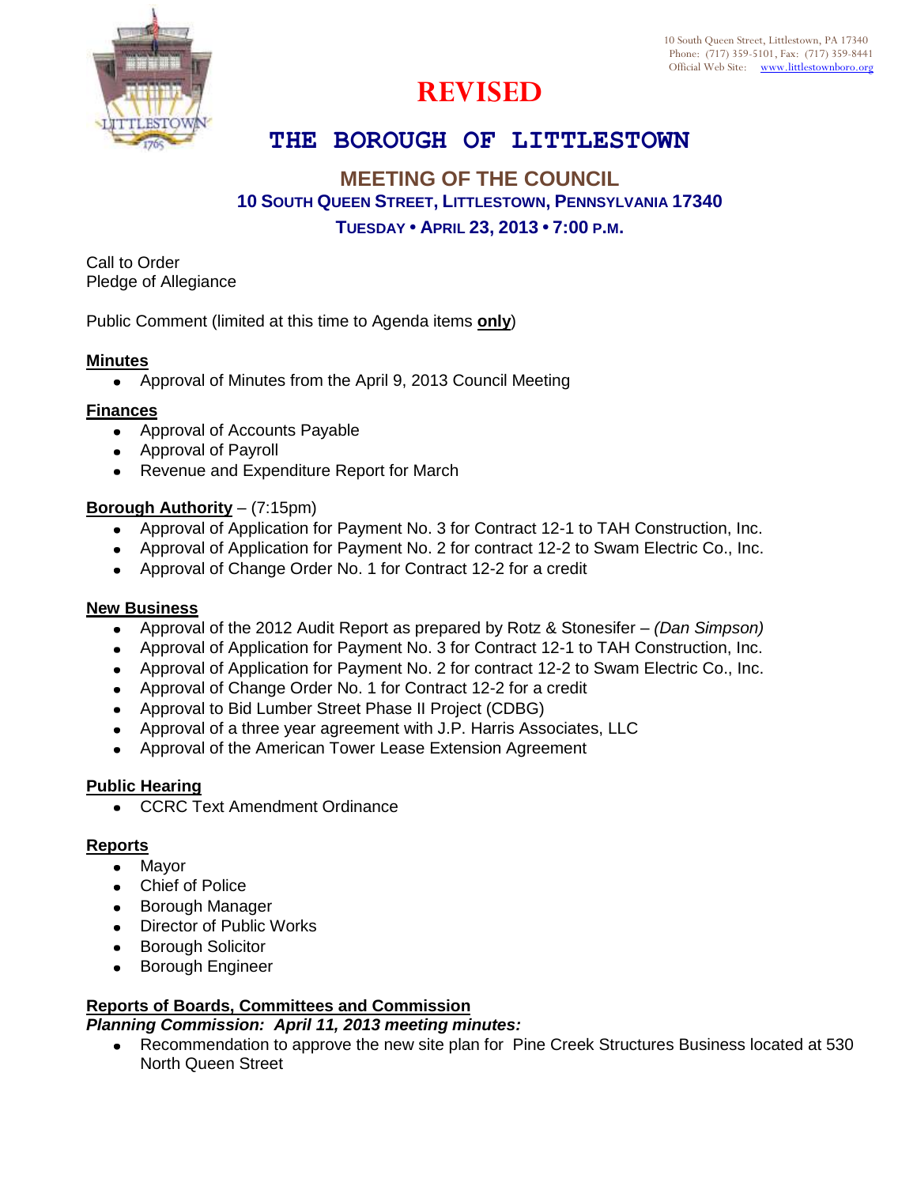10 South Queen Street, Littlestown, PA 17340
Phone: (717) 359-5101, Fax: (717) 359-8441
Official Web Site: www.littlestownboro.org

**REVISED**

# THE BOROUGH OF LITTLESTOWN

## MEETING OF THE COUNCIL

### 10 SOUTH QUEEN STREET, LITTLESTOWN, PENNSYLVANIA 17340

### TUESDAY • APRIL 23, 2013 • 7:00 P.M.

Call to Order
Pledge of Allegiance

Public Comment (limited at this time to Agenda items **only**)

**Minutes**

- Approval of Minutes from the April 9, 2013 Council Meeting

**Finances**

- Approval of Accounts Payable
- Approval of Payroll
- Revenue and Expenditure Report for March

**Borough Authority** – (7:15pm)

- Approval of Application for Payment No. 3 for Contract 12-1 to TAH Construction, Inc.
- Approval of Application for Payment No. 2 for contract 12-2 to Swam Electric Co., Inc.
- Approval of Change Order No. 1 for Contract 12-2 for a credit

**New Business**

- Approval of the 2012 Audit Report as prepared by Rotz & Stonesifer – *(Dan Simpson)*
- Approval of Application for Payment No. 3 for Contract 12-1 to TAH Construction, Inc.
- Approval of Application for Payment No. 2 for contract 12-2 to Swam Electric Co., Inc.
- Approval of Change Order No. 1 for Contract 12-2 for a credit
- Approval to Bid Lumber Street Phase II Project (CDBG)
- Approval of a three year agreement with J.P. Harris Associates, LLC
- Approval of the American Tower Lease Extension Agreement

**Public Hearing**

- CCRC Text Amendment Ordinance

**Reports**

- Mayor
- Chief of Police
- Borough Manager
- Director of Public Works
- Borough Solicitor
- Borough Engineer

**Reports of Boards, Committees and Commission**

***Planning Commission: April 11, 2013 meeting minutes:***

- Recommendation to approve the new site plan for Pine Creek Structures Business located at 530 North Queen Street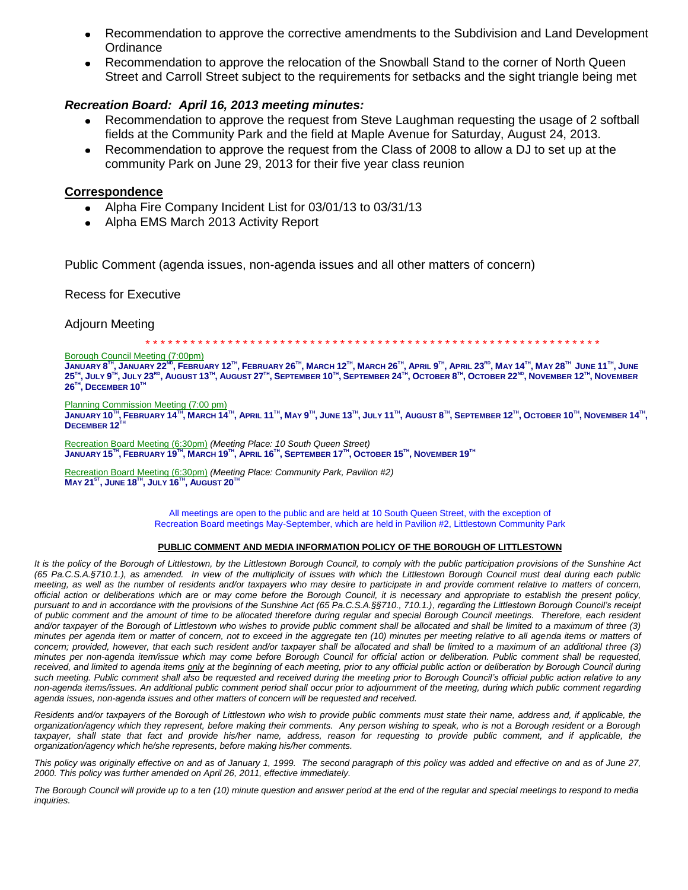- Recommendation to approve the corrective amendments to the Subdivision and Land Development Ordinance
- Recommendation to approve the relocation of the Snowball Stand to the corner of North Queen Street and Carroll Street subject to the requirements for setbacks and the sight triangle being met

### *Recreation Board: April 16, 2013 meeting minutes:*

- Recommendation to approve the request from Steve Laughman requesting the usage of 2 softball fields at the Community Park and the field at Maple Avenue for Saturday, August 24, 2013.
- Recommendation to approve the request from the Class of 2008 to allow a DJ to set up at the community Park on June 29, 2013 for their five year class reunion

### Correspondence

- Alpha Fire Company Incident List for 03/01/13 to 03/31/13
- Alpha EMS March 2013 Activity Report

Public Comment (agenda issues, non-agenda issues and all other matters of concern)

Recess for Executive

Adjourn Meeting

* * * * * * * * * * * * * * * * * * * * * * * * * * * * * * * * * * * * * * * * * * * * * * * * * * * * * * * * * * * * * * * *

Borough Council Meeting (7:00pm)
**JANUARY 8TH, JANUARY 22ND, FEBRUARY 12TH, FEBRUARY 26TH, MARCH 12TH, MARCH 26TH, APRIL 9TH, APRIL 23RD, MAY 14TH, MAY 28TH JUNE 11TH, JUNE 25TH, JULY 9TH, JULY 23RD, AUGUST 13TH, AUGUST 27TH, SEPTEMBER 10TH, SEPTEMBER 24TH, OCTOBER 8TH, OCTOBER 22ND, NOVEMBER 12TH, NOVEMBER 26TH, DECEMBER 10TH**

Planning Commission Meeting (7:00 pm)
**JANUARY 10TH, FEBRUARY 14TH, MARCH 14TH, APRIL 11TH, MAY 9TH, JUNE 13TH, JULY 11TH, AUGUST 8TH, SEPTEMBER 12TH, OCTOBER 10TH, NOVEMBER 14TH, DECEMBER 12TH**

Recreation Board Meeting (6:30pm) *(Meeting Place: 10 South Queen Street)*
**JANUARY 15TH, FEBRUARY 19TH, MARCH 19TH, APRIL 16TH, SEPTEMBER 17TH, OCTOBER 15TH, NOVEMBER 19TH**

Recreation Board Meeting (6:30pm) *(Meeting Place: Community Park, Pavilion #2)*
**MAY 21ST, JUNE 18TH, JULY 16TH, AUGUST 20TH**

All meetings are open to the public and are held at 10 South Queen Street, with the exception of Recreation Board meetings May-September, which are held in Pavilion #2, Littlestown Community Park

**PUBLIC COMMENT AND MEDIA INFORMATION POLICY OF THE BOROUGH OF LITTLESTOWN**

*It is the policy of the Borough of Littlestown, by the Littlestown Borough Council, to comply with the public participation provisions of the Sunshine Act (65 Pa.C.S.A.§710.1.), as amended. In view of the multiplicity of issues with which the Littlestown Borough Council must deal during each public meeting, as well as the number of residents and/or taxpayers who may desire to participate in and provide comment relative to matters of concern, official action or deliberations which are or may come before the Borough Council, it is necessary and appropriate to establish the present policy, pursuant to and in accordance with the provisions of the Sunshine Act (65 Pa.C.S.A.§§710., 710.1.), regarding the Littlestown Borough Council's receipt of public comment and the amount of time to be allocated therefore during regular and special Borough Council meetings. Therefore, each resident and/or taxpayer of the Borough of Littlestown who wishes to provide public comment shall be allocated and shall be limited to a maximum of three (3) minutes per agenda item or matter of concern, not to exceed in the aggregate ten (10) minutes per meeting relative to all agenda items or matters of concern; provided, however, that each such resident and/or taxpayer shall be allocated and shall be limited to a maximum of an additional three (3) minutes per non-agenda item/issue which may come before Borough Council for official action or deliberation. Public comment shall be requested, received, and limited to agenda items <u>only</u> at the beginning of each meeting, prior to any official public action or deliberation by Borough Council during such meeting. Public comment shall also be requested and received during the meeting prior to Borough Council's official public action relative to any non-agenda items/issues. An additional public comment period shall occur prior to adjournment of the meeting, during which public comment regarding agenda issues, non-agenda issues and other matters of concern will be requested and received.*

*Residents and/or taxpayers of the Borough of Littlestown who wish to provide public comments must state their name, address and, if applicable, the organization/agency which they represent, before making their comments. Any person wishing to speak, who is not a Borough resident or a Borough taxpayer, shall state that fact and provide his/her name, address, reason for requesting to provide public comment, and if applicable, the organization/agency which he/she represents, before making his/her comments.*

*This policy was originally effective on and as of January 1, 1999. The second paragraph of this policy was added and effective on and as of June 27, 2000. This policy was further amended on April 26, 2011, effective immediately.*

*The Borough Council will provide up to a ten (10) minute question and answer period at the end of the regular and special meetings to respond to media inquiries.*